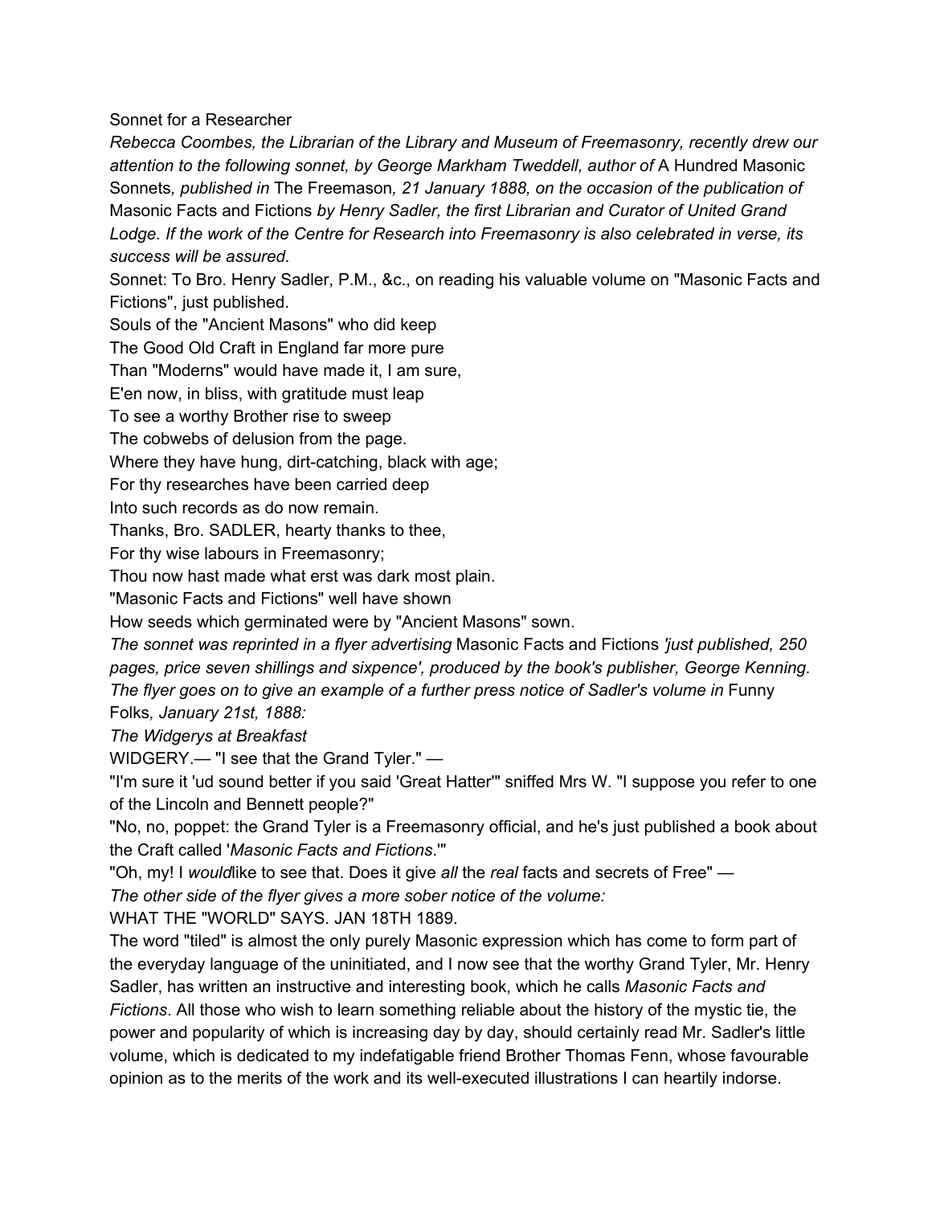# Sonnet for a Researcher

*Rebecca Coombes, the Librarian of the Library and Museum of Freemasonry, recently drew our attention to the following sonnet, by George Markham Tweddell, author of* A Hundred Masonic Sonnets*, published in* The Freemason*, 21 January 1888, on the occasion of the publication of* Masonic Facts and Fictions *by Henry Sadler, the first Librarian and Curator of United Grand Lodge. If the work of the Centre for Research into Freemasonry is also celebrated in verse, its success will be assured.*

Sonnet: To Bro. Henry Sadler, P.M., &c., on reading his valuable volume on "Masonic Facts and Fictions", just published.

Souls of the "Ancient Masons" who did keep
The Good Old Craft in England far more pure
Than "Moderns" would have made it, I am sure,
E'en now, in bliss, with gratitude must leap
To see a worthy Brother rise to sweep
The cobwebs of delusion from the page.
Where they have hung, dirt-catching, black with age;
For thy researches have been carried deep
Into such records as do now remain.
Thanks, Bro. SADLER, hearty thanks to thee,
For thy wise labours in Freemasonry;
Thou now hast made what erst was dark most plain.
"Masonic Facts and Fictions" well have shown
How seeds which germinated were by "Ancient Masons" sown.

*The sonnet was reprinted in a flyer advertising* Masonic Facts and Fictions *'just published, 250 pages, price seven shillings and sixpence', produced by the book's publisher, George Kenning. The flyer goes on to give an example of a further press notice of Sadler's volume in* Funny Folks*, January 21st, 1888:*

*The Widgerys at Breakfast*

WIDGERY.— "I see that the Grand Tyler." —

"I'm sure it 'ud sound better if you said 'Great Hatter'" sniffed Mrs W. "I suppose you refer to one of the Lincoln and Bennett people?"

"No, no, poppet: the Grand Tyler is a Freemasonry official, and he's just published a book about the Craft called '*Masonic Facts and Fictions*.'"

"Oh, my! I *would* like to see that. Does it give *all* the *real* facts and secrets of Free" —

*The other side of the flyer gives a more sober notice of the volume:*

WHAT THE "WORLD" SAYS. JAN 18TH 1889.

The word "tiled" is almost the only purely Masonic expression which has come to form part of the everyday language of the uninitiated, and I now see that the worthy Grand Tyler, Mr. Henry Sadler, has written an instructive and interesting book, which he calls *Masonic Facts and Fictions*. All those who wish to learn something reliable about the history of the mystic tie, the power and popularity of which is increasing day by day, should certainly read Mr. Sadler's little volume, which is dedicated to my indefatigable friend Brother Thomas Fenn, whose favourable opinion as to the merits of the work and its well-executed illustrations I can heartily indorse.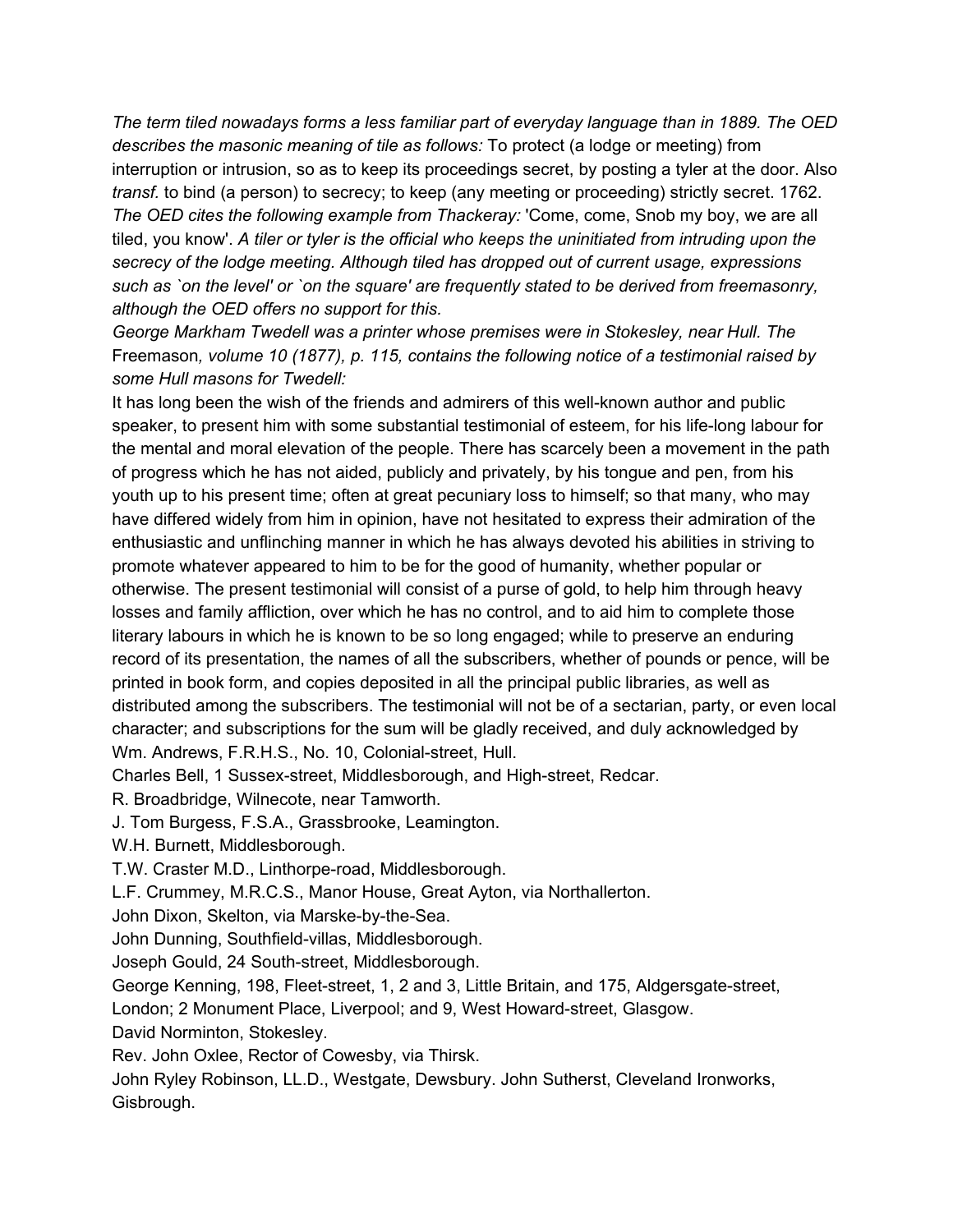*The term tiled nowadays forms a less familiar part of everyday language than in 1889. The OED describes the masonic meaning of tile as follows:* To protect (a lodge or meeting) from interruption or intrusion, so as to keep its proceedings secret, by posting a tyler at the door. Also *transf.* to bind (a person) to secrecy; to keep (any meeting or proceeding) strictly secret. 1762. *The OED cites the following example from Thackeray:* 'Come, come, Snob my boy, we are all tiled, you know'. *A tiler or tyler is the official who keeps the uninitiated from intruding upon the secrecy of the lodge meeting. Although tiled has dropped out of current usage, expressions such as `on the level' or `on the square' are frequently stated to be derived from freemasonry, although the OED offers no support for this.*

*George Markham Twedell was a printer whose premises were in Stokesley, near Hull. The* Freemason*, volume 10 (1877), p. 115, contains the following notice of a testimonial raised by some Hull masons for Twedell:*

It has long been the wish of the friends and admirers of this well-known author and public speaker, to present him with some substantial testimonial of esteem, for his life-long labour for the mental and moral elevation of the people. There has scarcely been a movement in the path of progress which he has not aided, publicly and privately, by his tongue and pen, from his youth up to his present time; often at great pecuniary loss to himself; so that many, who may have differed widely from him in opinion, have not hesitated to express their admiration of the enthusiastic and unflinching manner in which he has always devoted his abilities in striving to promote whatever appeared to him to be for the good of humanity, whether popular or otherwise. The present testimonial will consist of a purse of gold, to help him through heavy losses and family affliction, over which he has no control, and to aid him to complete those literary labours in which he is known to be so long engaged; while to preserve an enduring record of its presentation, the names of all the subscribers, whether of pounds or pence, will be printed in book form, and copies deposited in all the principal public libraries, as well as distributed among the subscribers. The testimonial will not be of a sectarian, party, or even local character; and subscriptions for the sum will be gladly received, and duly acknowledged by Wm. Andrews, F.R.H.S., No. 10, Colonial-street, Hull.

Charles Bell, 1 Sussex-street, Middlesborough, and High-street, Redcar.

R. Broadbridge, Wilnecote, near Tamworth.

J. Tom Burgess, F.S.A., Grassbrooke, Leamington.

W.H. Burnett, Middlesborough.

T.W. Craster M.D., Linthorpe-road, Middlesborough.

L.F. Crummey, M.R.C.S., Manor House, Great Ayton, via Northallerton.

John Dixon, Skelton, via Marske-by-the-Sea.

John Dunning, Southfield-villas, Middlesborough.

Joseph Gould, 24 South-street, Middlesborough.

George Kenning, 198, Fleet-street, 1, 2 and 3, Little Britain, and 175, Aldgersgate-street, London; 2 Monument Place, Liverpool; and 9, West Howard-street, Glasgow.

David Norminton, Stokesley.

Rev. John Oxlee, Rector of Cowesby, via Thirsk.

John Ryley Robinson, LL.D., Westgate, Dewsbury. John Sutherst, Cleveland Ironworks, Gisbrough.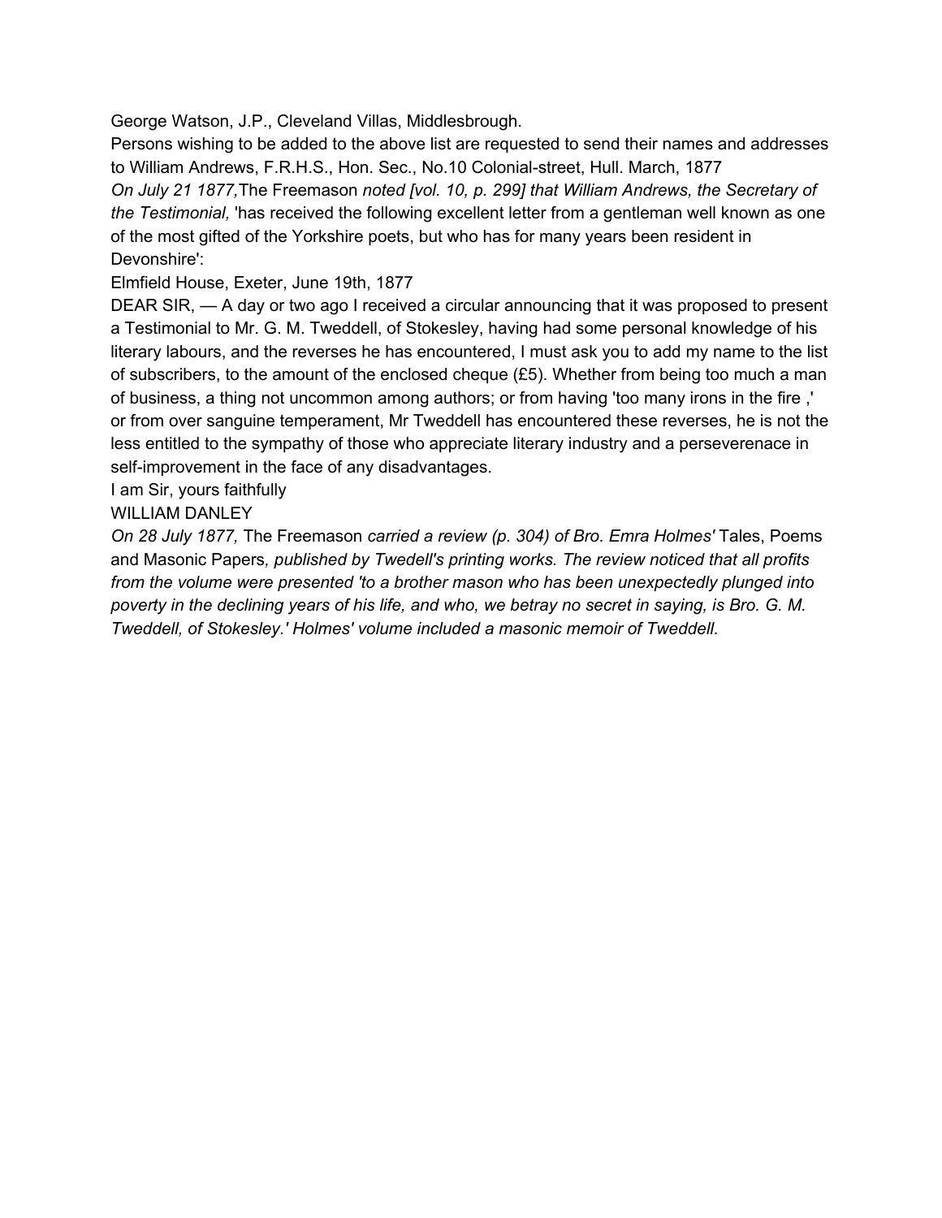George Watson, J.P., Cleveland Villas, Middlesbrough.

Persons wishing to be added to the above list are requested to send their names and addresses to William Andrews, F.R.H.S., Hon. Sec., No.10 Colonial-street, Hull. March, 1877

*On July 21 1877,* The Freemason *noted [vol. 10, p. 299] that William Andrews, the Secretary of the Testimonial,* 'has received the following excellent letter from a gentleman well known as one of the most gifted of the Yorkshire poets, but who has for many years been resident in Devonshire':

Elmfield House, Exeter, June 19th, 1877

DEAR SIR, — A day or two ago I received a circular announcing that it was proposed to present a Testimonial to Mr. G. M. Tweddell, of Stokesley, having had some personal knowledge of his literary labours, and the reverses he has encountered, I must ask you to add my name to the list of subscribers, to the amount of the enclosed cheque (£5). Whether from being too much a man of business, a thing not uncommon among authors; or from having 'too many irons in the fire ,' or from over sanguine temperament, Mr Tweddell has encountered these reverses, he is not the less entitled to the sympathy of those who appreciate literary industry and a perseverenace in self-improvement in the face of any disadvantages.

I am Sir, yours faithfully

WILLIAM DANLEY

*On 28 July 1877,* The Freemason *carried a review (p. 304) of Bro. Emra Holmes'* Tales, Poems and Masonic Papers*, published by Twedell's printing works. The review noticed that all profits from the volume were presented 'to a brother mason who has been unexpectedly plunged into poverty in the declining years of his life, and who, we betray no secret in saying, is Bro. G. M. Tweddell, of Stokesley.' Holmes' volume included a masonic memoir of Tweddell.*